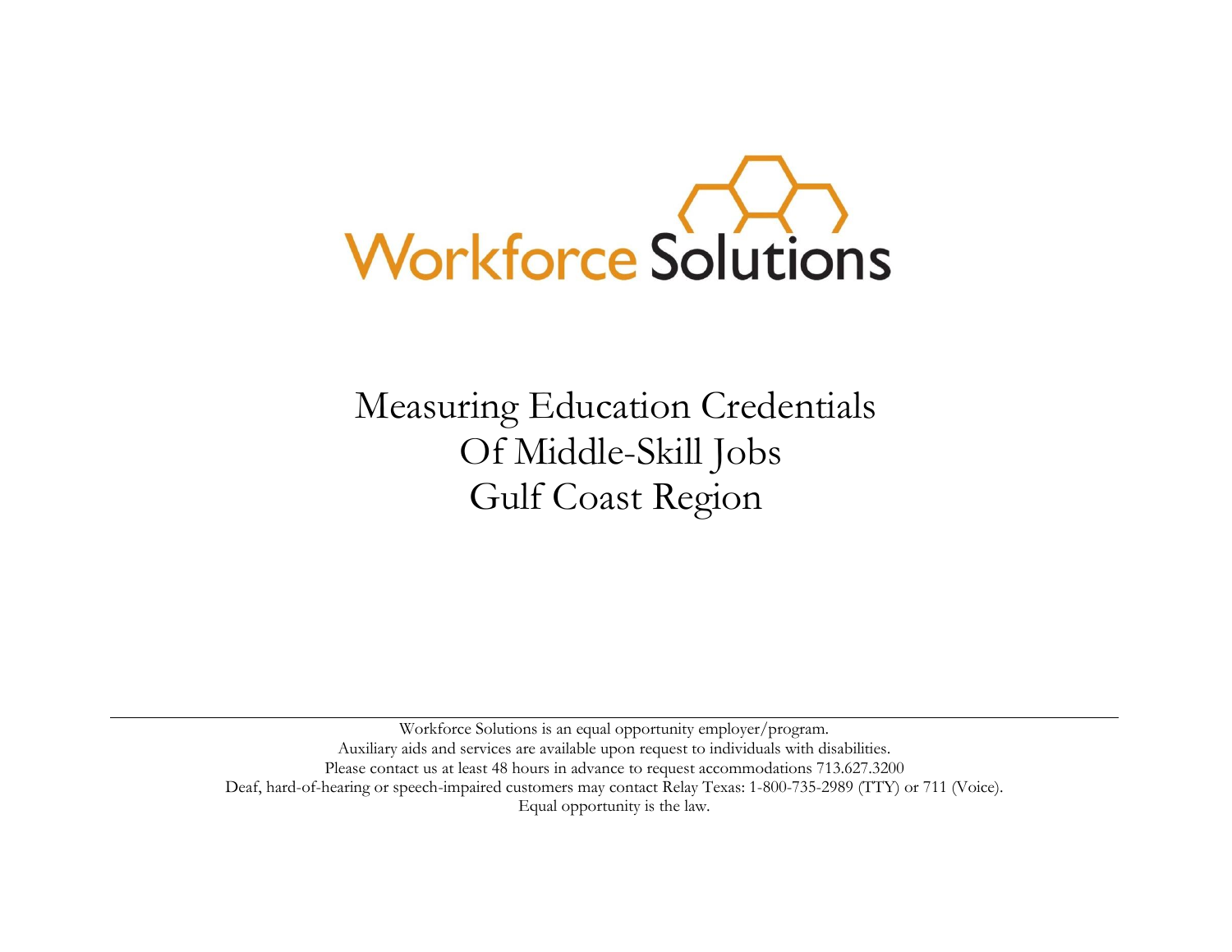Workforce Solutions

# Measuring Education Credentials Of Middle-Skill Jobs Gulf Coast Region

---

Workforce Solutions is an equal opportunity employer/program.
Auxiliary aids and services are available upon request to individuals with disabilities.
Please contact us at least 48 hours in advance to request accommodations 713.627.3200
Deaf, hard-of-hearing or speech-impaired customers may contact Relay Texas: 1-800-735-2989 (TTY) or 711 (Voice).
Equal opportunity is the law.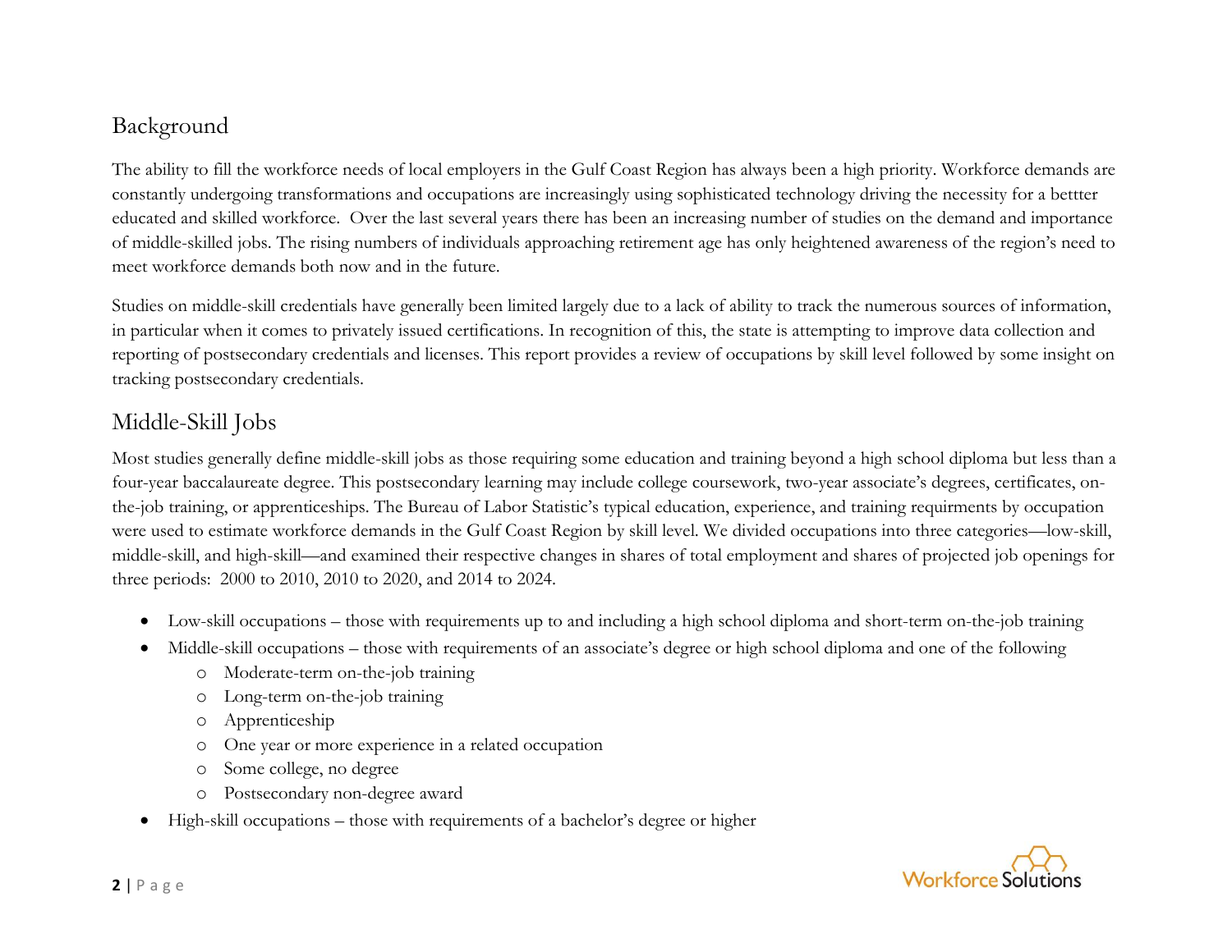## Background

The ability to fill the workforce needs of local employers in the Gulf Coast Region has always been a high priority. Workforce demands are constantly undergoing transformations and occupations are increasingly using sophisticated technology driving the necessity for a bettter educated and skilled workforce. Over the last several years there has been an increasing number of studies on the demand and importance of middle-skilled jobs. The rising numbers of individuals approaching retirement age has only heightened awareness of the region's need to meet workforce demands both now and in the future.

Studies on middle-skill credentials have generally been limited largely due to a lack of ability to track the numerous sources of information, in particular when it comes to privately issued certifications. In recognition of this, the state is attempting to improve data collection and reporting of postsecondary credentials and licenses. This report provides a review of occupations by skill level followed by some insight on tracking postsecondary credentials.

## Middle-Skill Jobs

Most studies generally define middle-skill jobs as those requiring some education and training beyond a high school diploma but less than a four-year baccalaureate degree. This postsecondary learning may include college coursework, two-year associate's degrees, certificates, on-the-job training, or apprenticeships. The Bureau of Labor Statistic's typical education, experience, and training requirments by occupation were used to estimate workforce demands in the Gulf Coast Region by skill level. We divided occupations into three categories—low-skill, middle-skill, and high-skill—and examined their respective changes in shares of total employment and shares of projected job openings for three periods: 2000 to 2010, 2010 to 2020, and 2014 to 2024.

- Low-skill occupations – those with requirements up to and including a high school diploma and short-term on-the-job training
- Middle-skill occupations – those with requirements of an associate's degree or high school diploma and one of the following
  - Moderate-term on-the-job training
  - Long-term on-the-job training
  - Apprenticeship
  - One year or more experience in a related occupation
  - Some college, no degree
  - Postsecondary non-degree award
- High-skill occupations – those with requirements of a bachelor's degree or higher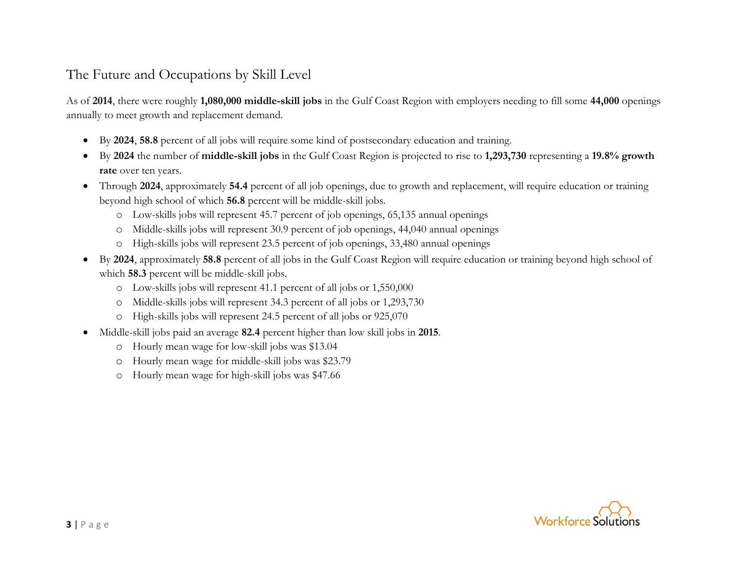## The Future and Occupations by Skill Level

As of **2014**, there were roughly **1,080,000 middle-skill jobs** in the Gulf Coast Region with employers needing to fill some **44,000** openings annually to meet growth and replacement demand.

- By **2024**, **58.8** percent of all jobs will require some kind of postsecondary education and training.
- By **2024** the number of **middle-skill jobs** in the Gulf Coast Region is projected to rise to **1,293,730** representing a **19.8% growth rate** over ten years.
- Through **2024**, approximately **54.4** percent of all job openings, due to growth and replacement, will require education or training beyond high school of which **56.8** percent will be middle-skill jobs.
    - Low-skills jobs will represent 45.7 percent of job openings, 65,135 annual openings
    - Middle-skills jobs will represent 30.9 percent of job openings, 44,040 annual openings
    - High-skills jobs will represent 23.5 percent of job openings, 33,480 annual openings
- By **2024**, approximately **58.8** percent of all jobs in the Gulf Coast Region will require education or training beyond high school of which **58.3** percent will be middle-skill jobs.
    - Low-skills jobs will represent 41.1 percent of all jobs or 1,550,000
    - Middle-skills jobs will represent 34.3 percent of all jobs or 1,293,730
    - High-skills jobs will represent 24.5 percent of all jobs or 925,070
- Middle-skill jobs paid an average **82.4** percent higher than low skill jobs in **2015**.
    - Hourly mean wage for low-skill jobs was $13.04
    - Hourly mean wage for middle-skill jobs was $23.79
    - Hourly mean wage for high-skill jobs was $47.66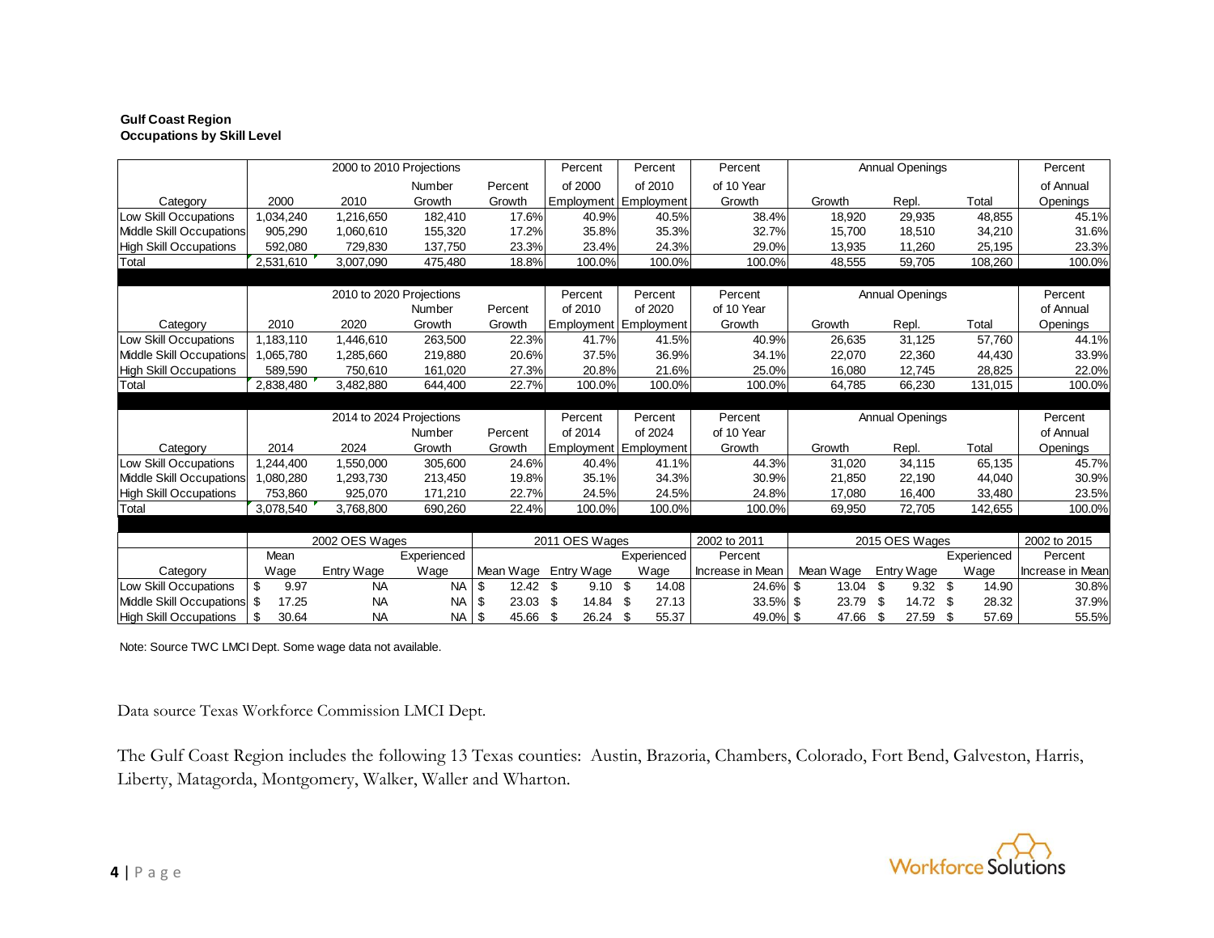**Gulf Coast Region**
**Occupations by Skill Level**

| Category | 2000 to 2010 Projections 2000 | 2010 | Number Growth | Percent Growth | Percent of 2000 Employment | Percent of 2010 Employment | Percent of 10 Year Growth | Annual Openings Growth | Repl. | Total | Percent of Annual Openings |
|---|---|---|---|---|---|---|---|---|---|---|---|
| Low Skill Occupations | 1,034,240 | 1,216,650 | 182,410 | 17.6% | 40.9% | 40.5% | 38.4% | 18,920 | 29,935 | 48,855 | 45.1% |
| Middle Skill Occupations | 905,290 | 1,060,610 | 155,320 | 17.2% | 35.8% | 35.3% | 32.7% | 15,700 | 18,510 | 34,210 | 31.6% |
| High Skill Occupations | 592,080 | 729,830 | 137,750 | 23.3% | 23.4% | 24.3% | 29.0% | 13,935 | 11,260 | 25,195 | 23.3% |
| Total | 2,531,610 | 3,007,090 | 475,480 | 18.8% | 100.0% | 100.0% | 100.0% | 48,555 | 59,705 | 108,260 | 100.0% |

| Category | 2010 to 2020 Projections 2010 | 2020 | Number Growth | Percent Growth | Percent of 2010 Employment | Percent of 2020 Employment | Percent of 10 Year Growth | Annual Openings Growth | Repl. | Total | Percent of Annual Openings |
|---|---|---|---|---|---|---|---|---|---|---|---|
| Low Skill Occupations | 1,183,110 | 1,446,610 | 263,500 | 22.3% | 41.7% | 41.5% | 40.9% | 26,635 | 31,125 | 57,760 | 44.1% |
| Middle Skill Occupations | 1,065,780 | 1,285,660 | 219,880 | 20.6% | 37.5% | 36.9% | 34.1% | 22,070 | 22,360 | 44,430 | 33.9% |
| High Skill Occupations | 589,590 | 750,610 | 161,020 | 27.3% | 20.8% | 21.6% | 25.0% | 16,080 | 12,745 | 28,825 | 22.0% |
| Total | 2,838,480 | 3,482,880 | 644,400 | 22.7% | 100.0% | 100.0% | 100.0% | 64,785 | 66,230 | 131,015 | 100.0% |

| Category | 2014 to 2024 Projections 2014 | 2024 | Number Growth | Percent Growth | Percent of 2014 Employment | Percent of 2024 Employment | Percent of 10 Year Growth | Annual Openings Growth | Repl. | Total | Percent of Annual Openings |
|---|---|---|---|---|---|---|---|---|---|---|---|
| Low Skill Occupations | 1,244,400 | 1,550,000 | 305,600 | 24.6% | 40.4% | 41.1% | 44.3% | 31,020 | 34,115 | 65,135 | 45.7% |
| Middle Skill Occupations | 1,080,280 | 1,293,730 | 213,450 | 19.8% | 35.1% | 34.3% | 30.9% | 21,850 | 22,190 | 44,040 | 30.9% |
| High Skill Occupations | 753,860 | 925,070 | 171,210 | 22.7% | 24.5% | 24.5% | 24.8% | 17,080 | 16,400 | 33,480 | 23.5% |
| Total | 3,078,540 | 3,768,800 | 690,260 | 22.4% | 100.0% | 100.0% | 100.0% | 69,950 | 72,705 | 142,655 | 100.0% |

| Category | 2002 OES Wages Mean Wage | Entry Wage | Experienced Wage | 2011 OES Wages Mean Wage | Entry Wage | Experienced Wage | 2002 to 2011 Percent Increase in Mean | 2015 OES Wages Mean Wage | Entry Wage | Experienced Wage | 2002 to 2015 Percent Increase in Mean |
|---|---|---|---|---|---|---|---|---|---|---|---|
| Low Skill Occupations | $ 9.97 | NA | NA | $ 12.42 | $ 9.10 | $ 14.08 | 24.6% | $ 13.04 | $ 9.32 | $ 14.90 | 30.8% |
| Middle Skill Occupations | $ 17.25 | NA | NA | $ 23.03 | $ 14.84 | $ 27.13 | 33.5% | $ 23.79 | $ 14.72 | $ 28.32 | 37.9% |
| High Skill Occupations | $ 30.64 | NA | NA | $ 45.66 | $ 26.24 | $ 55.37 | 49.0% | $ 47.66 | $ 27.59 | $ 57.69 | 55.5% |

Note: Source TWC LMCI Dept. Some wage data not available.

Data source Texas Workforce Commission LMCI Dept.

The Gulf Coast Region includes the following 13 Texas counties: Austin, Brazoria, Chambers, Colorado, Fort Bend, Galveston, Harris, Liberty, Matagorda, Montgomery, Walker, Waller and Wharton.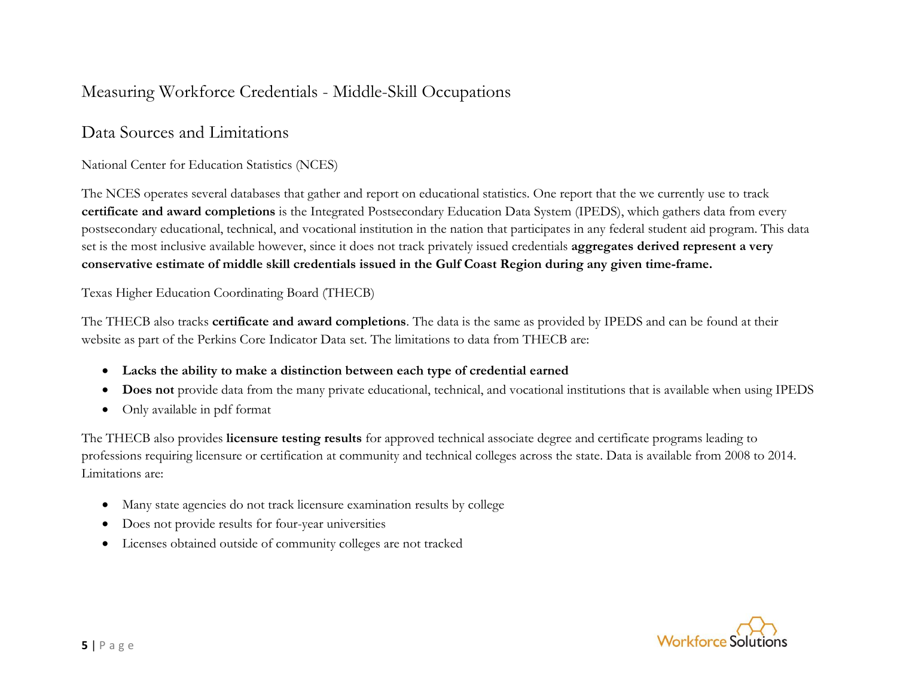# Measuring Workforce Credentials - Middle-Skill Occupations

## Data Sources and Limitations

### National Center for Education Statistics (NCES)

The NCES operates several databases that gather and report on educational statistics. One report that the we currently use to track **certificate and award completions** is the Integrated Postsecondary Education Data System (IPEDS), which gathers data from every postsecondary educational, technical, and vocational institution in the nation that participates in any federal student aid program. This data set is the most inclusive available however, since it does not track privately issued credentials **aggregates derived represent a very conservative estimate of middle skill credentials issued in the Gulf Coast Region during any given time-frame.**

### Texas Higher Education Coordinating Board (THECB)

The THECB also tracks **certificate and award completions**. The data is the same as provided by IPEDS and can be found at their website as part of the Perkins Core Indicator Data set. The limitations to data from THECB are:

- **Lacks the ability to make a distinction between each type of credential earned**
- **Does not** provide data from the many private educational, technical, and vocational institutions that is available when using IPEDS
- Only available in pdf format

The THECB also provides **licensure testing results** for approved technical associate degree and certificate programs leading to professions requiring licensure or certification at community and technical colleges across the state. Data is available from 2008 to 2014. Limitations are:

- Many state agencies do not track licensure examination results by college
- Does not provide results for four-year universities
- Licenses obtained outside of community colleges are not tracked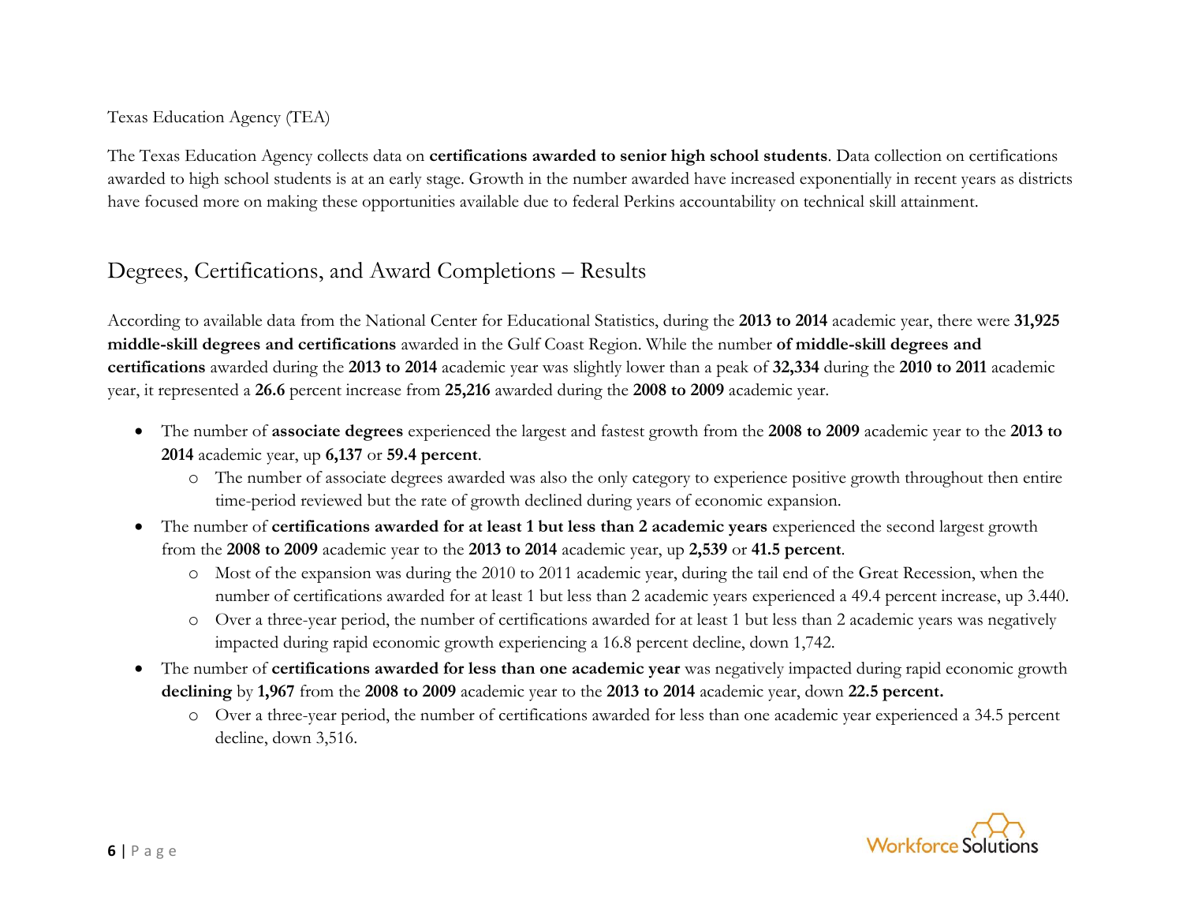Texas Education Agency (TEA)

The Texas Education Agency collects data on **certifications awarded to senior high school students**. Data collection on certifications awarded to high school students is at an early stage. Growth in the number awarded have increased exponentially in recent years as districts have focused more on making these opportunities available due to federal Perkins accountability on technical skill attainment.

## Degrees, Certifications, and Award Completions – Results

According to available data from the National Center for Educational Statistics, during the **2013 to 2014** academic year, there were **31,925 middle-skill degrees and certifications** awarded in the Gulf Coast Region. While the number **of middle-skill degrees and certifications** awarded during the **2013 to 2014** academic year was slightly lower than a peak of **32,334** during the **2010 to 2011** academic year, it represented a **26.6** percent increase from **25,216** awarded during the **2008 to 2009** academic year.

- The number of **associate degrees** experienced the largest and fastest growth from the **2008 to 2009** academic year to the **2013 to 2014** academic year, up **6,137** or **59.4 percent**.
  - The number of associate degrees awarded was also the only category to experience positive growth throughout then entire time-period reviewed but the rate of growth declined during years of economic expansion.
- The number of **certifications awarded for at least 1 but less than 2 academic years** experienced the second largest growth from the **2008 to 2009** academic year to the **2013 to 2014** academic year, up **2,539** or **41.5 percent**.
  - Most of the expansion was during the 2010 to 2011 academic year, during the tail end of the Great Recession, when the number of certifications awarded for at least 1 but less than 2 academic years experienced a 49.4 percent increase, up 3.440.
  - Over a three-year period, the number of certifications awarded for at least 1 but less than 2 academic years was negatively impacted during rapid economic growth experiencing a 16.8 percent decline, down 1,742.
- The number of **certifications awarded for less than one academic year** was negatively impacted during rapid economic growth **declining** by **1,967** from the **2008 to 2009** academic year to the **2013 to 2014** academic year, down **22.5 percent.**
  - Over a three-year period, the number of certifications awarded for less than one academic year experienced a 34.5 percent decline, down 3,516.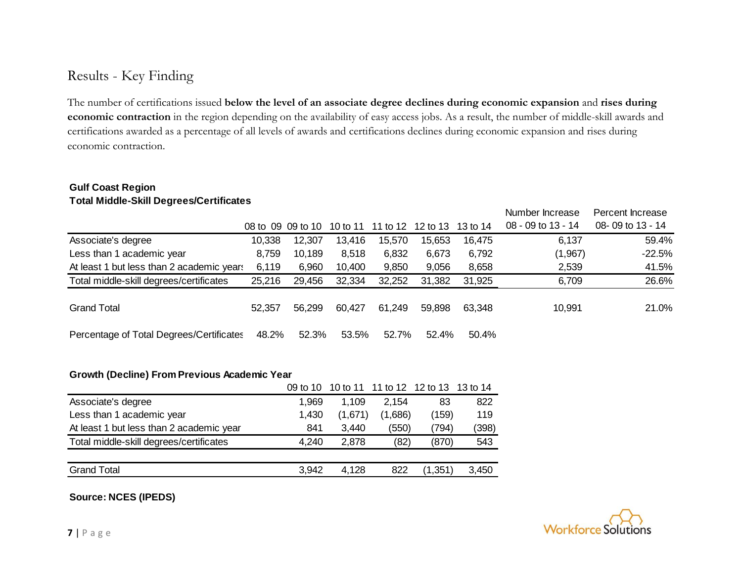## Results - Key Finding

The number of certifications issued **below the level of an associate degree declines during economic expansion** and **rises during economic contraction** in the region depending on the availability of easy access jobs. As a result, the number of middle-skill awards and certifications awarded as a percentage of all levels of awards and certifications declines during economic expansion and rises during economic contraction.

**Gulf Coast Region**
**Total Middle-Skill Degrees/Certificates**

| | 08 to 09 | 09 to 10 | 10 to 11 | 11 to 12 | 12 to 13 | 13 to 14 | Number Increase 08 - 09 to 13 - 14 | Percent Increase 08- 09 to 13 - 14 |
|---|---|---|---|---|---|---|---|---|
| Associate's degree | 10,338 | 12,307 | 13,416 | 15,570 | 15,653 | 16,475 | 6,137 | 59.4% |
| Less than 1 academic year | 8,759 | 10,189 | 8,518 | 6,832 | 6,673 | 6,792 | (1,967) | -22.5% |
| At least 1 but less than 2 academic years | 6,119 | 6,960 | 10,400 | 9,850 | 9,056 | 8,658 | 2,539 | 41.5% |
| Total middle-skill degrees/certificates | 25,216 | 29,456 | 32,334 | 32,252 | 31,382 | 31,925 | 6,709 | 26.6% |
| Grand Total | 52,357 | 56,299 | 60,427 | 61,249 | 59,898 | 63,348 | 10,991 | 21.0% |
| Percentage of Total Degrees/Certificates | 48.2% | 52.3% | 53.5% | 52.7% | 52.4% | 50.4% | | |

**Growth (Decline) From Previous Academic Year**

| | 09 to 10 | 10 to 11 | 11 to 12 | 12 to 13 | 13 to 14 |
|---|---|---|---|---|---|
| Associate's degree | 1,969 | 1,109 | 2,154 | 83 | 822 |
| Less than 1 academic year | 1,430 | (1,671) | (1,686) | (159) | 119 |
| At least 1 but less than 2 academic year | 841 | 3,440 | (550) | (794) | (398) |
| Total middle-skill degrees/certificates | 4,240 | 2,878 | (82) | (870) | 543 |
| Grand Total | 3,942 | 4,128 | 822 | (1,351) | 3,450 |

**Source: NCES (IPEDS)**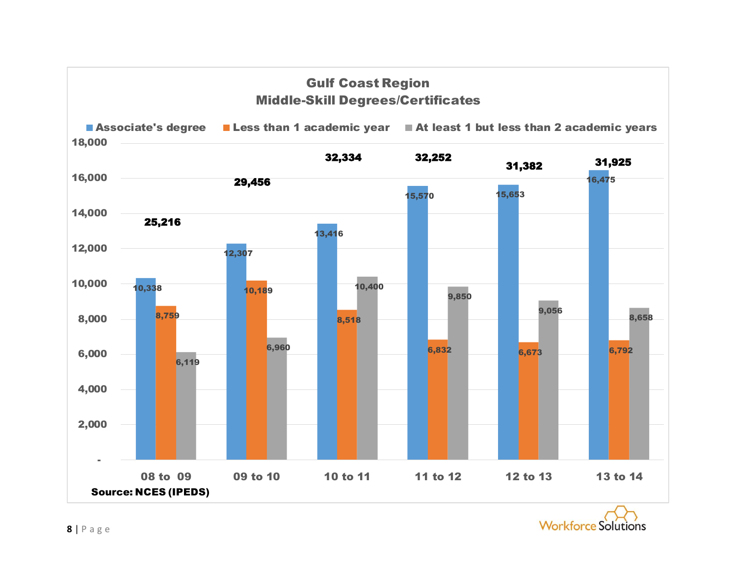## Gulf Coast Region
## Middle-Skill Degrees/Certificates

| | 08 to 09 | 09 to 10 | 10 to 11 | 11 to 12 | 12 to 13 | 13 to 14 |
|---|---|---|---|---|---|---|
| Associate's degree | 10,338 | 12,307 | 13,416 | 15,570 | 15,653 | 16,475 |
| Less than 1 academic year | 8,759 | 10,189 | 8,518 | 6,832 | 6,673 | 6,792 |
| At least 1 but less than 2 academic years | 6,119 | 6,960 | 10,400 | 9,850 | 9,056 | 8,658 |
| Total | 25,216 | 29,456 | 32,334 | 32,252 | 31,382 | 31,925 |

**Source: NCES (IPEDS)**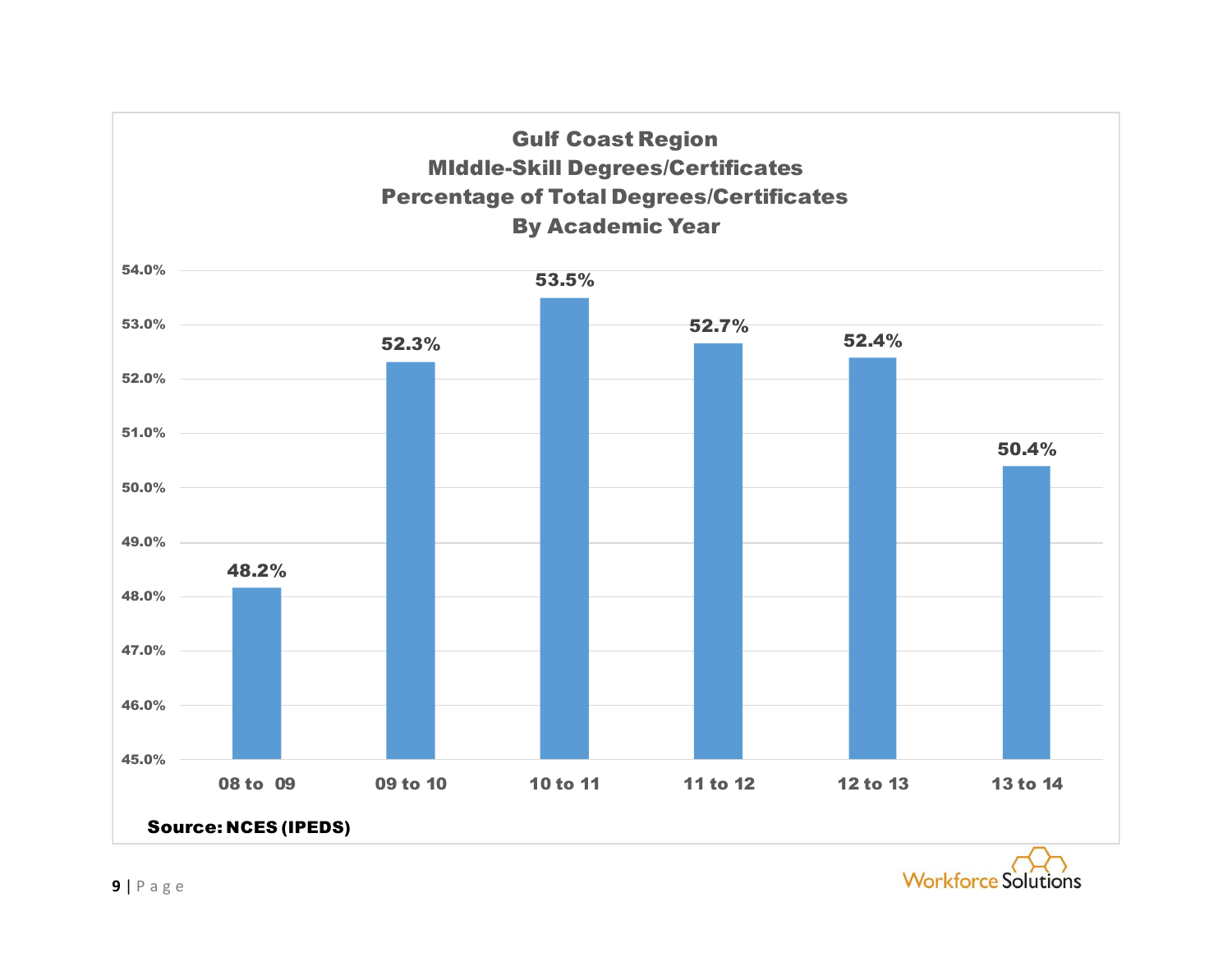**Gulf Coast Region**
**MIddle-Skill Degrees/Certificates**
**Percentage of Total Degrees/Certificates**
**By Academic Year**

| Academic Year | Percentage |
| --- | --- |
| 08 to 09 | 48.2% |
| 09 to 10 | 52.3% |
| 10 to 11 | 53.5% |
| 11 to 12 | 52.7% |
| 12 to 13 | 52.4% |
| 13 to 14 | 50.4% |

**Source: NCES (IPEDS)**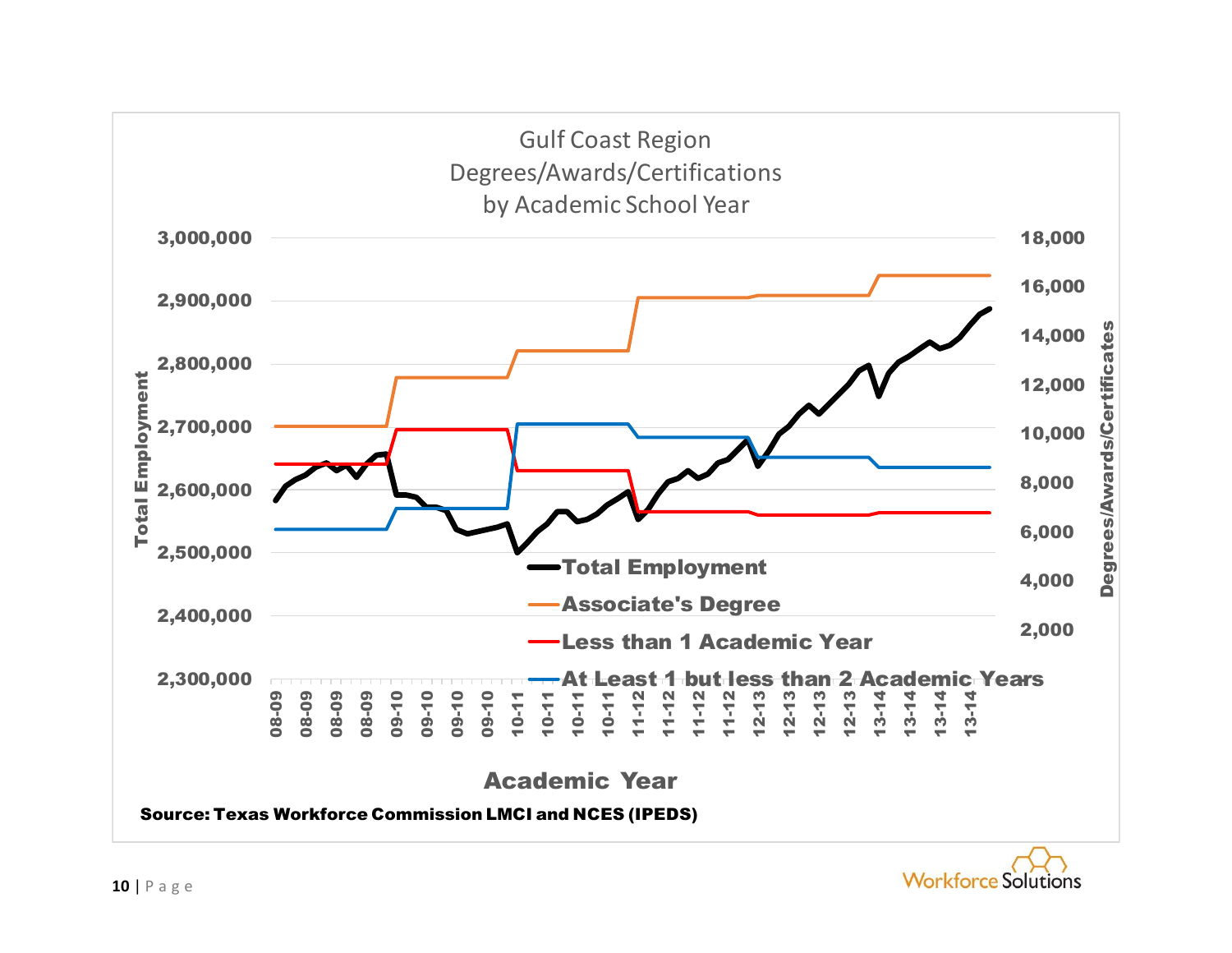Gulf Coast Region
Degrees/Awards/Certifications
by Academic School Year

Total Employment

Degrees/Awards/Certificates

3,000,000
2,900,000
2,800,000
2,700,000
2,600,000
2,500,000
2,400,000
2,300,000

18,000
16,000
14,000
12,000
10,000
8,000
6,000
4,000
2,000

- Total Employment
- Associate's Degree
- Less than 1 Academic Year
- At Least 1 but less than 2 Academic Years

08-09 08-09 08-09 08-09 08-09 09-10 09-10 09-10 09-10 09-10 10-11 10-11 10-11 10-11 11-12 11-12 11-12 11-12 11-12 12-13 12-13 12-13 12-13 12-13 13-14 13-14 13-14 13-14 13-14

Academic Year

**Source: Texas Workforce Commission LMCI and NCES (IPEDS)**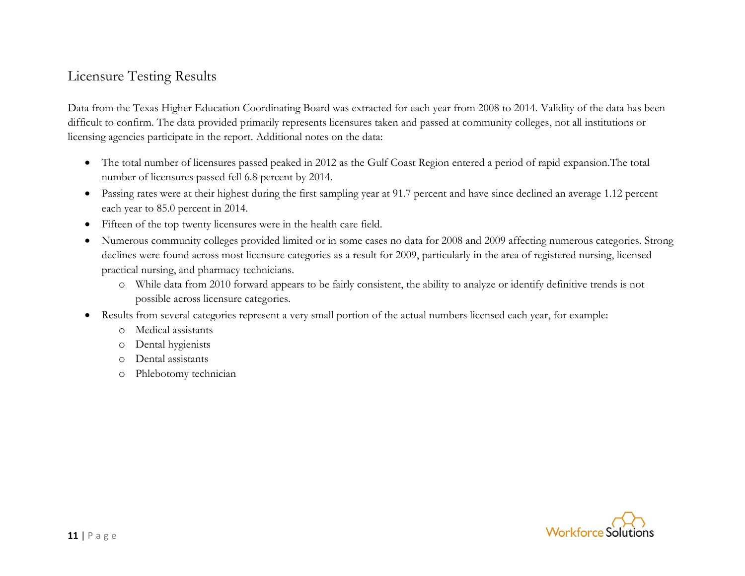## Licensure Testing Results

Data from the Texas Higher Education Coordinating Board was extracted for each year from 2008 to 2014. Validity of the data has been difficult to confirm. The data provided primarily represents licensures taken and passed at community colleges, not all institutions or licensing agencies participate in the report. Additional notes on the data:

- The total number of licensures passed peaked in 2012 as the Gulf Coast Region entered a period of rapid expansion.The total number of licensures passed fell 6.8 percent by 2014.
- Passing rates were at their highest during the first sampling year at 91.7 percent and have since declined an average 1.12 percent each year to 85.0 percent in 2014.
- Fifteen of the top twenty licensures were in the health care field.
- Numerous community colleges provided limited or in some cases no data for 2008 and 2009 affecting numerous categories. Strong declines were found across most licensure categories as a result for 2009, particularly in the area of registered nursing, licensed practical nursing, and pharmacy technicians.
  - While data from 2010 forward appears to be fairly consistent, the ability to analyze or identify definitive trends is not possible across licensure categories.
- Results from several categories represent a very small portion of the actual numbers licensed each year, for example:
  - Medical assistants
  - Dental hygienists
  - Dental assistants
  - Phlebotomy technician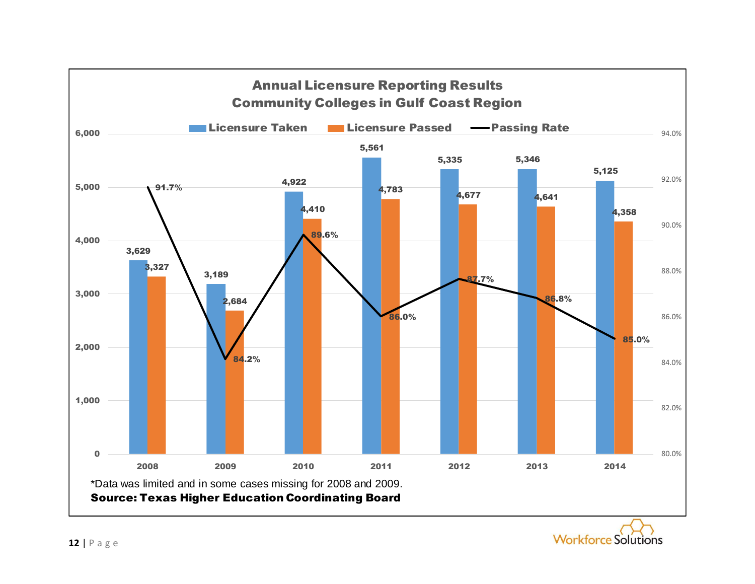## Annual Licensure Reporting Results
## Community Colleges in Gulf Coast Region

| Year | Licensure Taken | Licensure Passed | Passing Rate |
|---|---|---|---|
| 2008 | 3,629 | 3,327 | 91.7% |
| 2009 | 3,189 | 2,684 | 84.2% |
| 2010 | 4,922 | 4,410 | 89.6% |
| 2011 | 5,561 | 4,783 | 86.0% |
| 2012 | 5,335 | 4,677 | 87.7% |
| 2013 | 5,346 | 4,641 | 86.8% |
| 2014 | 5,125 | 4,358 | 85.0% |

*Data was limited and in some cases missing for 2008 and 2009.

**Source: Texas Higher Education Coordinating Board**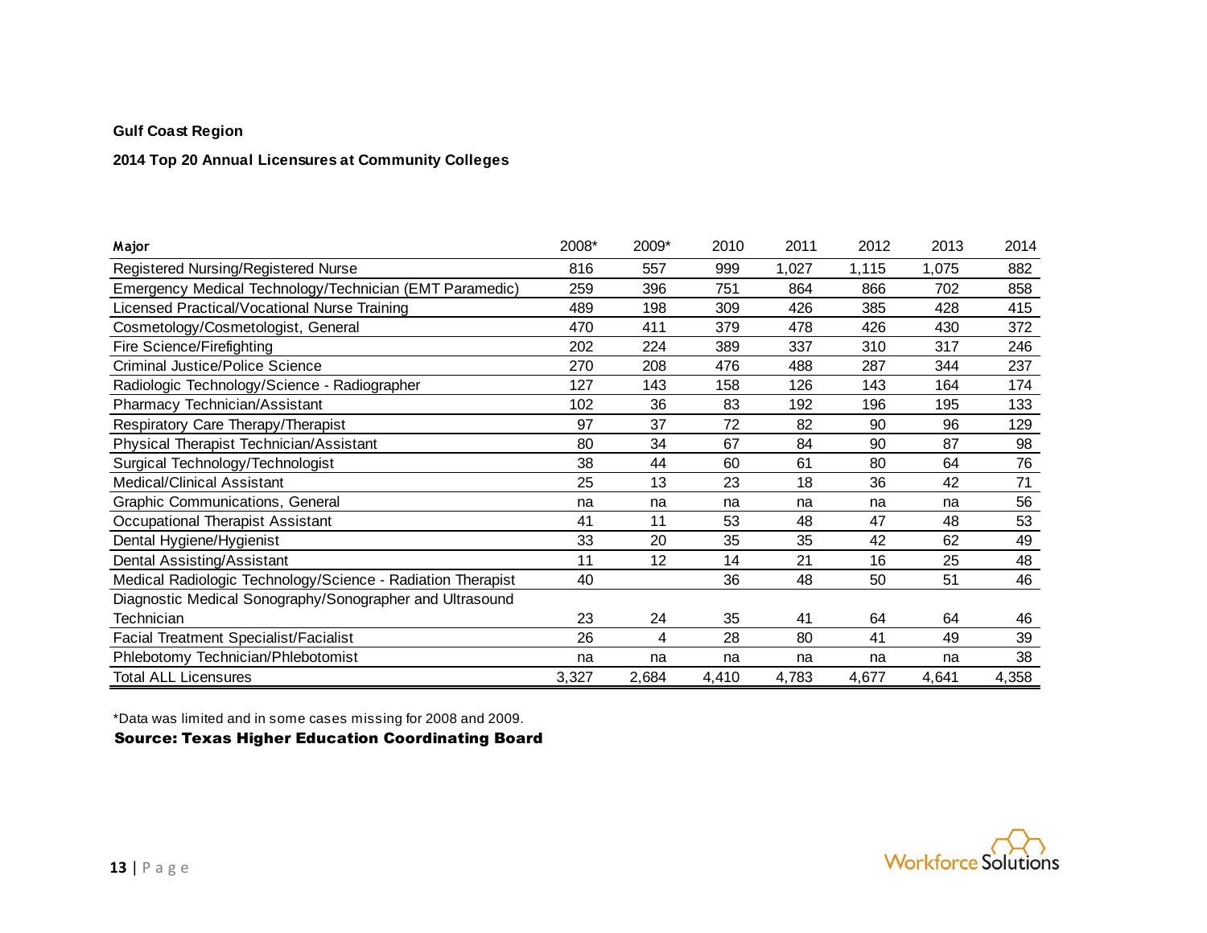**Gulf Coast Region**

**2014 Top 20 Annual Licensures at Community Colleges**

| Major | 2008* | 2009* | 2010 | 2011 | 2012 | 2013 | 2014 |
|---|---|---|---|---|---|---|---|
| Registered Nursing/Registered Nurse | 816 | 557 | 999 | 1,027 | 1,115 | 1,075 | 882 |
| Emergency Medical Technology/Technician (EMT Paramedic) | 259 | 396 | 751 | 864 | 866 | 702 | 858 |
| Licensed Practical/Vocational Nurse Training | 489 | 198 | 309 | 426 | 385 | 428 | 415 |
| Cosmetology/Cosmetologist, General | 470 | 411 | 379 | 478 | 426 | 430 | 372 |
| Fire Science/Firefighting | 202 | 224 | 389 | 337 | 310 | 317 | 246 |
| Criminal Justice/Police Science | 270 | 208 | 476 | 488 | 287 | 344 | 237 |
| Radiologic Technology/Science - Radiographer | 127 | 143 | 158 | 126 | 143 | 164 | 174 |
| Pharmacy Technician/Assistant | 102 | 36 | 83 | 192 | 196 | 195 | 133 |
| Respiratory Care Therapy/Therapist | 97 | 37 | 72 | 82 | 90 | 96 | 129 |
| Physical Therapist Technician/Assistant | 80 | 34 | 67 | 84 | 90 | 87 | 98 |
| Surgical Technology/Technologist | 38 | 44 | 60 | 61 | 80 | 64 | 76 |
| Medical/Clinical Assistant | 25 | 13 | 23 | 18 | 36 | 42 | 71 |
| Graphic Communications, General | na | na | na | na | na | na | 56 |
| Occupational Therapist Assistant | 41 | 11 | 53 | 48 | 47 | 48 | 53 |
| Dental Hygiene/Hygienist | 33 | 20 | 35 | 35 | 42 | 62 | 49 |
| Dental Assisting/Assistant | 11 | 12 | 14 | 21 | 16 | 25 | 48 |
| Medical Radiologic Technology/Science - Radiation Therapist | 40 | | 36 | 48 | 50 | 51 | 46 |
| Diagnostic Medical Sonography/Sonographer and Ultrasound Technician | 23 | 24 | 35 | 41 | 64 | 64 | 46 |
| Facial Treatment Specialist/Facialist | 26 | 4 | 28 | 80 | 41 | 49 | 39 |
| Phlebotomy Technician/Phlebotomist | na | na | na | na | na | na | 38 |
| Total ALL Licensures | 3,327 | 2,684 | 4,410 | 4,783 | 4,677 | 4,641 | 4,358 |

*Data was limited and in some cases missing for 2008 and 2009.

**Source: Texas Higher Education Coordinating Board**